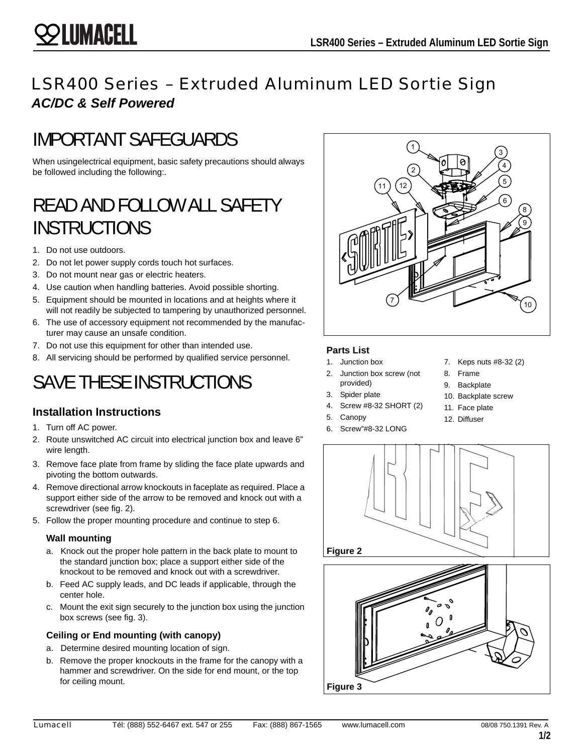# LSR400 Series – Extruded Aluminum LED Sortie Sign

***AC/DC & Self Powered***

## IMPORTANT SAFEGUARDS

When usingelectrical equipment, basic safety precautions should always be followed including the following:.

## READ AND FOLLOW ALL SAFETY INSTRUCTIONS

1. Do not use outdoors.
2. Do not let power supply cords touch hot surfaces.
3. Do not mount near gas or electric heaters.
4. Use caution when handling batteries. Avoid possible shorting.
5. Equipment should be mounted in locations and at heights where it will not readily be subjected to tampering by unauthorized personnel.
6. The use of accessory equipment not recommended by the manufacturer may cause an unsafe condition.
7. Do not use this equipment for other than intended use.
8. All servicing should be performed by qualified service personnel.

## SAVE THESE INSTRUCTIONS

### Installation Instructions

1. Turn off AC power.
2. Route unswitched AC circuit into electrical junction box and leave 6" wire length.
3. Remove face plate from frame by sliding the face plate upwards and pivoting the bottom outwards.
4. Remove directional arrow knockouts in faceplate as required. Place a support either side of the arrow to be removed and knock out with a screwdriver (see fig. 2).
5. Follow the proper mounting procedure and continue to step 6.

#### Wall mounting

a. Knock out the proper hole pattern in the back plate to mount to the standard junction box; place a support either side of the knockout to be removed and knock out with a screwdriver.

b. Feed AC supply leads, and DC leads if applicable, through the center hole.

c. Mount the exit sign securely to the junction box using the junction box screws (see fig. 3).

#### Ceiling or End mounting (with canopy)

a. Determine desired mounting location of sign.

b. Remove the proper knockouts in the frame for the canopy with a hammer and screwdriver. On the side for end mount, or the top for ceiling mount.

### Parts List

1. Junction box
2. Junction box screw (not provided)
3. Spider plate
4. Screw #8-32 SHORT (2)
5. Canopy
6. Screw"#8-32 LONG
7. Keps nuts #8-32 (2)
8. Frame
9. Backplate
10. Backplate screw
11. Face plate
12. Diffuser

Figure 2

Figure 3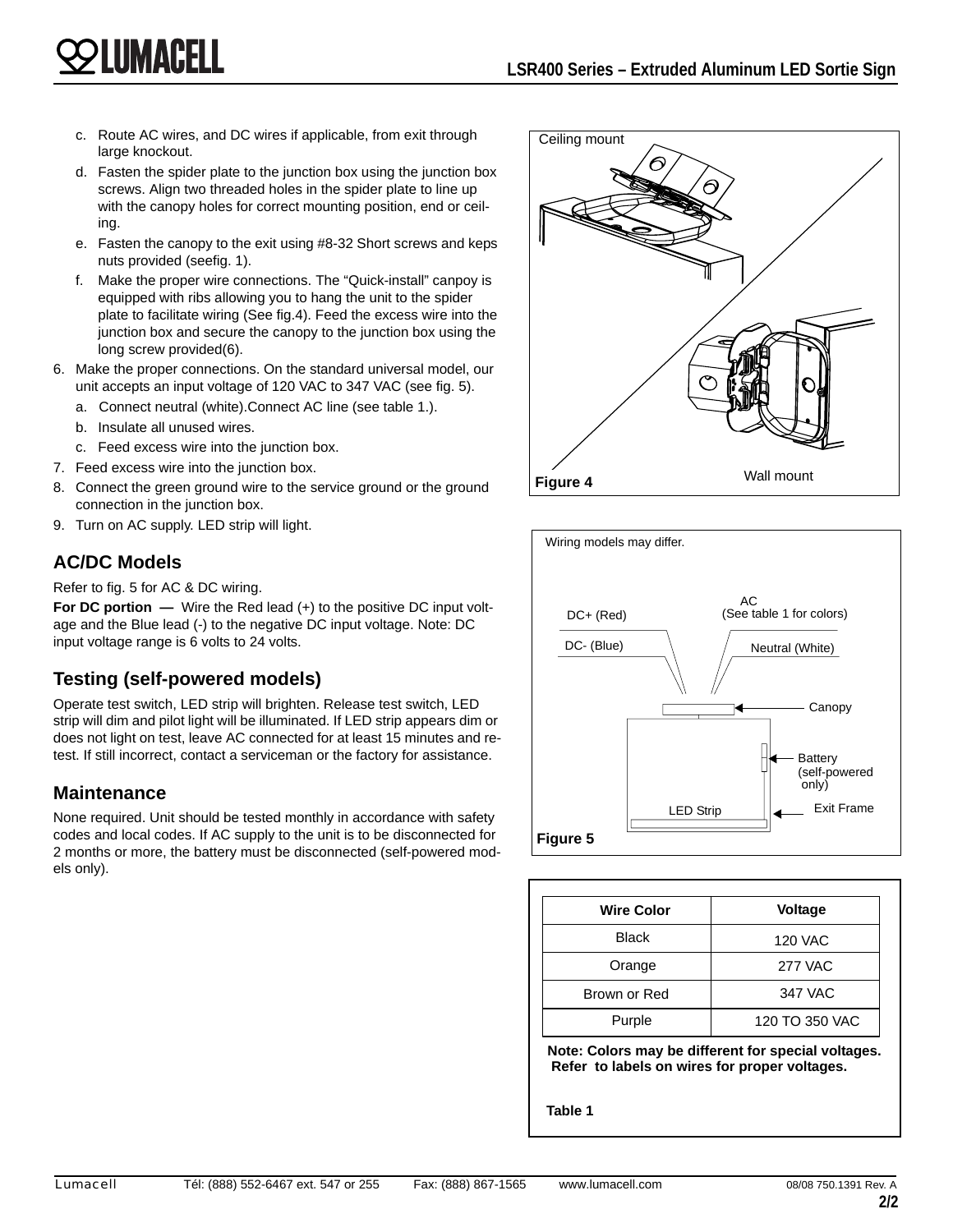c. Route AC wires, and DC wires if applicable, from exit through large knockout.

d. Fasten the spider plate to the junction box using the junction box screws. Align two threaded holes in the spider plate to line up with the canopy holes for correct mounting position, end or ceiling.

e. Fasten the canopy to the exit using #8-32 Short screws and keps nuts provided (seefig. 1).

f. Make the proper wire connections. The "Quick-install" canpoy is equipped with ribs allowing you to hang the unit to the spider plate to facilitate wiring (See fig.4). Feed the excess wire into the junction box and secure the canopy to the junction box using the long screw provided(6).

6. Make the proper connections. On the standard universal model, our unit accepts an input voltage of 120 VAC to 347 VAC (see fig. 5).
   a. Connect neutral (white).Connect AC line (see table 1.).
   b. Insulate all unused wires.
   c. Feed excess wire into the junction box.
7. Feed excess wire into the junction box.
8. Connect the green ground wire to the service ground or the ground connection in the junction box.
9. Turn on AC supply. LED strip will light.

## AC/DC Models

Refer to fig. 5 for AC & DC wiring.

**For DC portion —** Wire the Red lead (+) to the positive DC input voltage and the Blue lead (-) to the negative DC input voltage. Note: DC input voltage range is 6 volts to 24 volts.

## Testing (self-powered models)

Operate test switch, LED strip will brighten. Release test switch, LED strip will dim and pilot light will be illuminated. If LED strip appears dim or does not light on test, leave AC connected for at least 15 minutes and re-test. If still incorrect, contact a serviceman or the factory for assistance.

## Maintenance

None required. Unit should be tested monthly in accordance with safety codes and local codes. If AC supply to the unit is to be disconnected for 2 months or more, the battery must be disconnected (self-powered models only).

Ceiling mount

Wall mount

**Figure 4**

Wiring models may differ.

DC+ (Red)

DC- (Blue)

AC
(See table 1 for colors)

Neutral (White)

Canopy

Battery
(self-powered only)

LED Strip

Exit Frame

**Figure 5**

| Wire Color | Voltage |
|---|---|
| Black | 120 VAC |
| Orange | 277 VAC |
| Brown or Red | 347 VAC |
| Purple | 120 TO 350 VAC |

**Note: Colors may be different for special voltages. Refer to labels on wires for proper voltages.**

**Table 1**